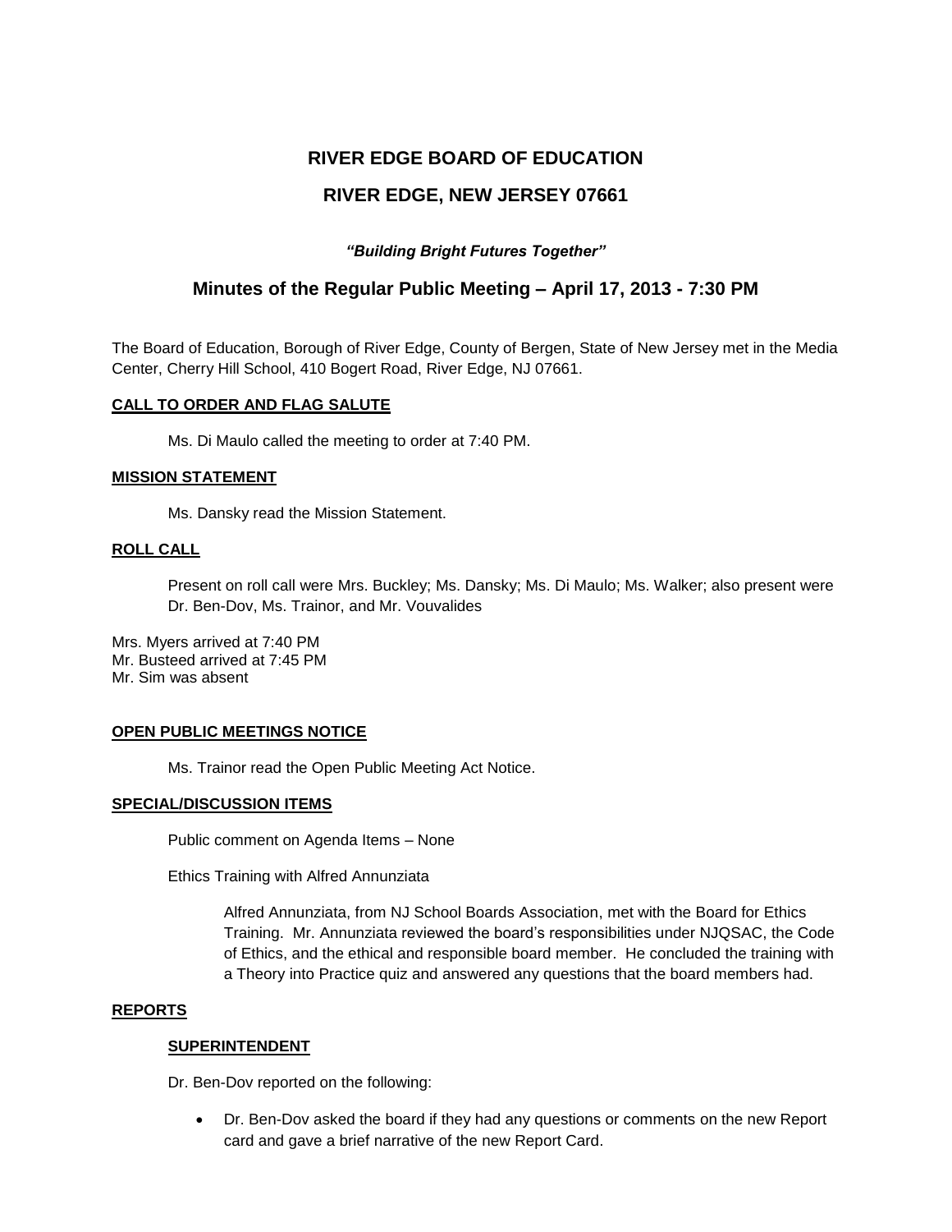# RIVER EDGE BOARD OF EDUCATION

## RIVER EDGE, NEW JERSEY 07661

***"Building Bright Futures Together"***

## Minutes of the Regular Public Meeting – April 17, 2013 - 7:30 PM

The Board of Education, Borough of River Edge, County of Bergen, State of New Jersey met in the Media Center, Cherry Hill School, 410 Bogert Road, River Edge, NJ 07661.

**CALL TO ORDER AND FLAG SALUTE**

Ms. Di Maulo called the meeting to order at 7:40 PM.

**MISSION STATEMENT**

Ms. Dansky read the Mission Statement.

**ROLL CALL**

Present on roll call were Mrs. Buckley; Ms. Dansky; Ms. Di Maulo; Ms. Walker; also present were Dr. Ben-Dov, Ms. Trainor, and Mr. Vouvalides

Mrs. Myers arrived at 7:40 PM
Mr. Busteed arrived at 7:45 PM
Mr. Sim was absent

**OPEN PUBLIC MEETINGS NOTICE**

Ms. Trainor read the Open Public Meeting Act Notice.

**SPECIAL/DISCUSSION ITEMS**

Public comment on Agenda Items – None

Ethics Training with Alfred Annunziata

Alfred Annunziata, from NJ School Boards Association, met with the Board for Ethics Training. Mr. Annunziata reviewed the board's responsibilities under NJQSAC, the Code of Ethics, and the ethical and responsible board member. He concluded the training with a Theory into Practice quiz and answered any questions that the board members had.

**REPORTS**

**SUPERINTENDENT**

Dr. Ben-Dov reported on the following:

- Dr. Ben-Dov asked the board if they had any questions or comments on the new Report card and gave a brief narrative of the new Report Card.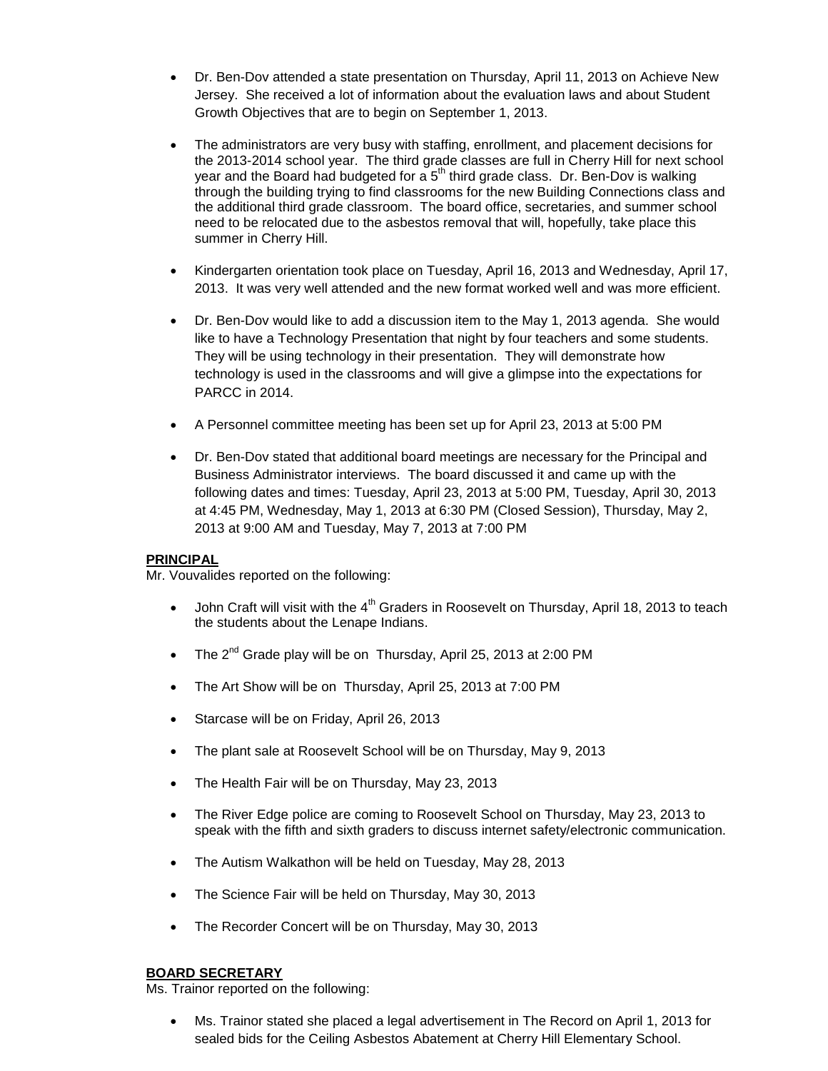- Dr. Ben-Dov attended a state presentation on Thursday, April 11, 2013 on Achieve New Jersey. She received a lot of information about the evaluation laws and about Student Growth Objectives that are to begin on September 1, 2013.
- The administrators are very busy with staffing, enrollment, and placement decisions for the 2013-2014 school year. The third grade classes are full in Cherry Hill for next school year and the Board had budgeted for a 5th third grade class. Dr. Ben-Dov is walking through the building trying to find classrooms for the new Building Connections class and the additional third grade classroom. The board office, secretaries, and summer school need to be relocated due to the asbestos removal that will, hopefully, take place this summer in Cherry Hill.
- Kindergarten orientation took place on Tuesday, April 16, 2013 and Wednesday, April 17, 2013. It was very well attended and the new format worked well and was more efficient.
- Dr. Ben-Dov would like to add a discussion item to the May 1, 2013 agenda. She would like to have a Technology Presentation that night by four teachers and some students. They will be using technology in their presentation. They will demonstrate how technology is used in the classrooms and will give a glimpse into the expectations for PARCC in 2014.
- A Personnel committee meeting has been set up for April 23, 2013 at 5:00 PM
- Dr. Ben-Dov stated that additional board meetings are necessary for the Principal and Business Administrator interviews. The board discussed it and came up with the following dates and times: Tuesday, April 23, 2013 at 5:00 PM, Tuesday, April 30, 2013 at 4:45 PM, Wednesday, May 1, 2013 at 6:30 PM (Closed Session), Thursday, May 2, 2013 at 9:00 AM and Tuesday, May 7, 2013 at 7:00 PM

**PRINCIPAL**

Mr. Vouvalides reported on the following:

- John Craft will visit with the 4th Graders in Roosevelt on Thursday, April 18, 2013 to teach the students about the Lenape Indians.
- The 2nd Grade play will be on Thursday, April 25, 2013 at 2:00 PM
- The Art Show will be on Thursday, April 25, 2013 at 7:00 PM
- Starcase will be on Friday, April 26, 2013
- The plant sale at Roosevelt School will be on Thursday, May 9, 2013
- The Health Fair will be on Thursday, May 23, 2013
- The River Edge police are coming to Roosevelt School on Thursday, May 23, 2013 to speak with the fifth and sixth graders to discuss internet safety/electronic communication.
- The Autism Walkathon will be held on Tuesday, May 28, 2013
- The Science Fair will be held on Thursday, May 30, 2013
- The Recorder Concert will be on Thursday, May 30, 2013

**BOARD SECRETARY**

Ms. Trainor reported on the following:

- Ms. Trainor stated she placed a legal advertisement in The Record on April 1, 2013 for sealed bids for the Ceiling Asbestos Abatement at Cherry Hill Elementary School.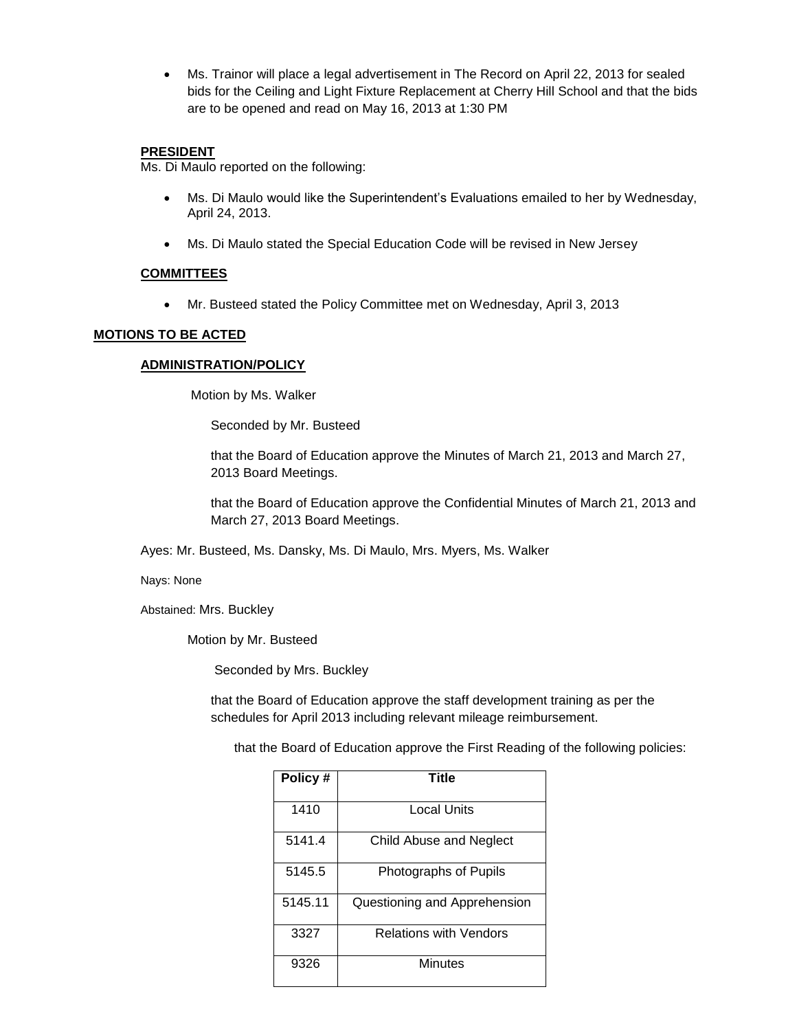- Ms. Trainor will place a legal advertisement in The Record on April 22, 2013 for sealed bids for the Ceiling and Light Fixture Replacement at Cherry Hill School and that the bids are to be opened and read on May 16, 2013 at 1:30 PM

**PRESIDENT**

Ms. Di Maulo reported on the following:

- Ms. Di Maulo would like the Superintendent's Evaluations emailed to her by Wednesday, April 24, 2013.
- Ms. Di Maulo stated the Special Education Code will be revised in New Jersey

**COMMITTEES**

- Mr. Busteed stated the Policy Committee met on Wednesday, April 3, 2013

**MOTIONS TO BE ACTED**

**ADMINISTRATION/POLICY**

Motion by Ms. Walker

Seconded by Mr. Busteed

that the Board of Education approve the Minutes of March 21, 2013 and March 27, 2013 Board Meetings.

that the Board of Education approve the Confidential Minutes of March 21, 2013 and March 27, 2013 Board Meetings.

Ayes: Mr. Busteed, Ms. Dansky, Ms. Di Maulo, Mrs. Myers, Ms. Walker

Nays: None

Abstained: Mrs. Buckley

Motion by Mr. Busteed

Seconded by Mrs. Buckley

that the Board of Education approve the staff development training as per the schedules for April 2013 including relevant mileage reimbursement.

that the Board of Education approve the First Reading of the following policies:

| Policy # | Title |
|---|---|
| 1410 | Local Units |
| 5141.4 | Child Abuse and Neglect |
| 5145.5 | Photographs of Pupils |
| 5145.11 | Questioning and Apprehension |
| 3327 | Relations with Vendors |
| 9326 | Minutes |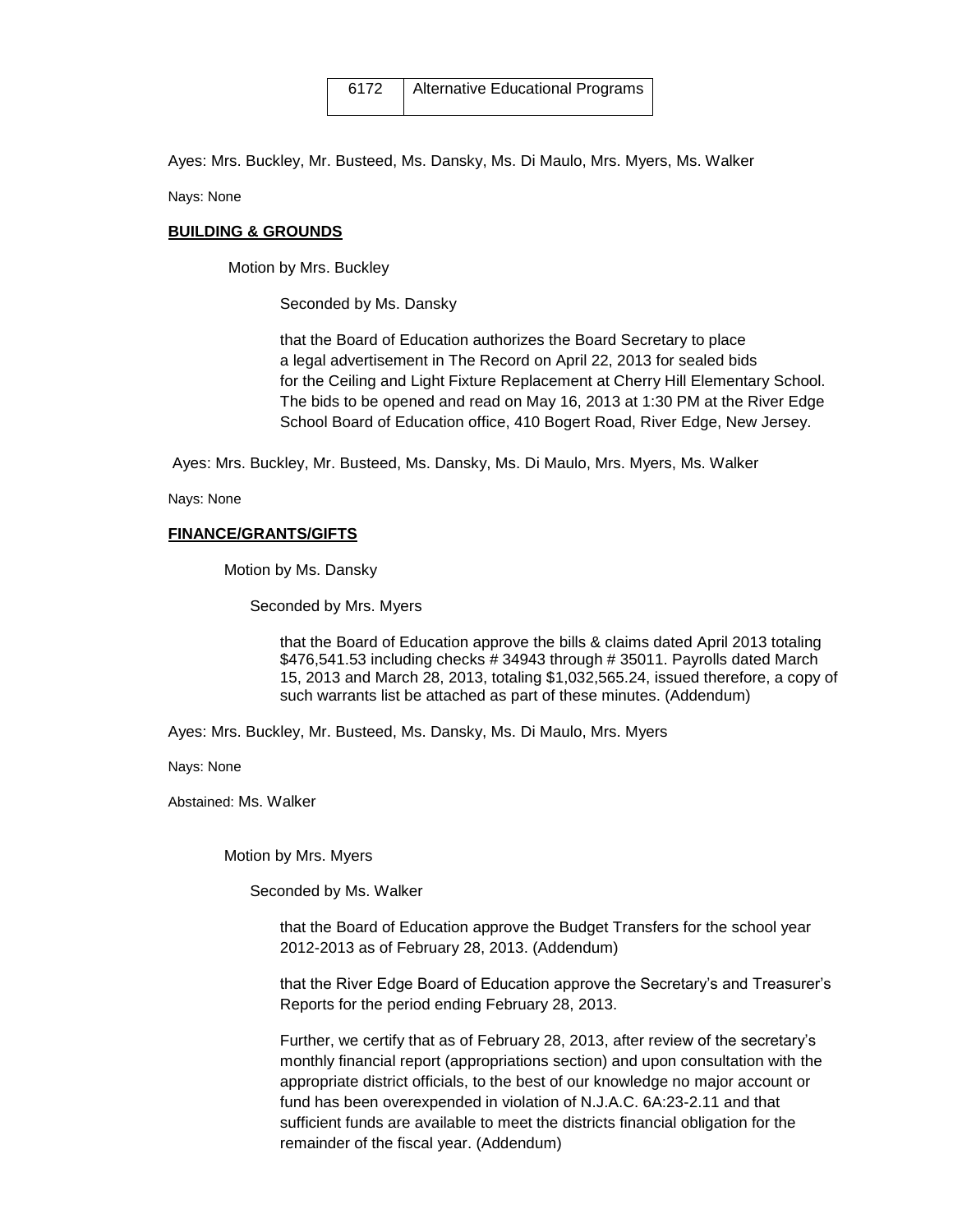| 6172 | Alternative Educational Programs |
|---|---|

Ayes: Mrs. Buckley, Mr. Busteed, Ms. Dansky, Ms. Di Maulo, Mrs. Myers, Ms. Walker

Nays: None

**BUILDING & GROUNDS**

Motion by Mrs. Buckley

Seconded by Ms. Dansky

that the Board of Education authorizes the Board Secretary to place a legal advertisement in The Record on April 22, 2013 for sealed bids for the Ceiling and Light Fixture Replacement at Cherry Hill Elementary School. The bids to be opened and read on May 16, 2013 at 1:30 PM at the River Edge School Board of Education office, 410 Bogert Road, River Edge, New Jersey.

Ayes: Mrs. Buckley, Mr. Busteed, Ms. Dansky, Ms. Di Maulo, Mrs. Myers, Ms. Walker

Nays: None

**FINANCE/GRANTS/GIFTS**

Motion by Ms. Dansky

Seconded by Mrs. Myers

that the Board of Education approve the bills & claims dated April 2013 totaling $476,541.53 including checks # 34943 through # 35011. Payrolls dated March 15, 2013 and March 28, 2013, totaling $1,032,565.24, issued therefore, a copy of such warrants list be attached as part of these minutes. (Addendum)

Ayes: Mrs. Buckley, Mr. Busteed, Ms. Dansky, Ms. Di Maulo, Mrs. Myers

Nays: None

Abstained: Ms. Walker

Motion by Mrs. Myers

Seconded by Ms. Walker

that the Board of Education approve the Budget Transfers for the school year 2012-2013 as of February 28, 2013. (Addendum)

that the River Edge Board of Education approve the Secretary's and Treasurer's Reports for the period ending February 28, 2013.

Further, we certify that as of February 28, 2013, after review of the secretary's monthly financial report (appropriations section) and upon consultation with the appropriate district officials, to the best of our knowledge no major account or fund has been overexpended in violation of N.J.A.C. 6A:23-2.11 and that sufficient funds are available to meet the districts financial obligation for the remainder of the fiscal year. (Addendum)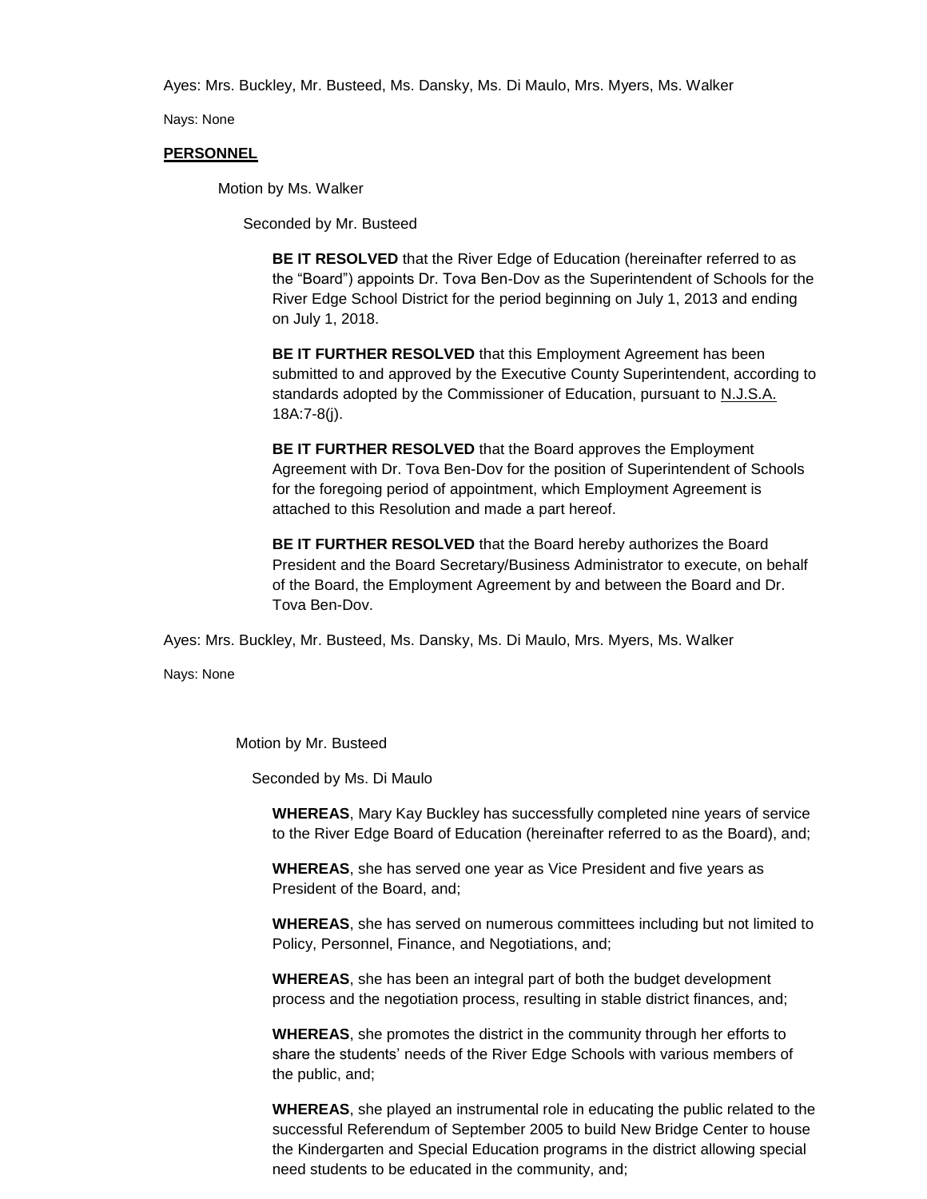Ayes: Mrs. Buckley, Mr. Busteed, Ms. Dansky, Ms. Di Maulo, Mrs. Myers, Ms. Walker

Nays: None

**PERSONNEL**

Motion by Ms. Walker

Seconded by Mr. Busteed

**BE IT RESOLVED** that the River Edge of Education (hereinafter referred to as the "Board") appoints Dr. Tova Ben-Dov as the Superintendent of Schools for the River Edge School District for the period beginning on July 1, 2013 and ending on July 1, 2018.

**BE IT FURTHER RESOLVED** that this Employment Agreement has been submitted to and approved by the Executive County Superintendent, according to standards adopted by the Commissioner of Education, pursuant to N.J.S.A. 18A:7-8(j).

**BE IT FURTHER RESOLVED** that the Board approves the Employment Agreement with Dr. Tova Ben-Dov for the position of Superintendent of Schools for the foregoing period of appointment, which Employment Agreement is attached to this Resolution and made a part hereof.

**BE IT FURTHER RESOLVED** that the Board hereby authorizes the Board President and the Board Secretary/Business Administrator to execute, on behalf of the Board, the Employment Agreement by and between the Board and Dr. Tova Ben-Dov.

Ayes: Mrs. Buckley, Mr. Busteed, Ms. Dansky, Ms. Di Maulo, Mrs. Myers, Ms. Walker

Nays: None

Motion by Mr. Busteed

Seconded by Ms. Di Maulo

**WHEREAS**, Mary Kay Buckley has successfully completed nine years of service to the River Edge Board of Education (hereinafter referred to as the Board), and;

**WHEREAS**, she has served one year as Vice President and five years as President of the Board, and;

**WHEREAS**, she has served on numerous committees including but not limited to Policy, Personnel, Finance, and Negotiations, and;

**WHEREAS**, she has been an integral part of both the budget development process and the negotiation process, resulting in stable district finances, and;

**WHEREAS**, she promotes the district in the community through her efforts to share the students' needs of the River Edge Schools with various members of the public, and;

**WHEREAS**, she played an instrumental role in educating the public related to the successful Referendum of September 2005 to build New Bridge Center to house the Kindergarten and Special Education programs in the district allowing special need students to be educated in the community, and;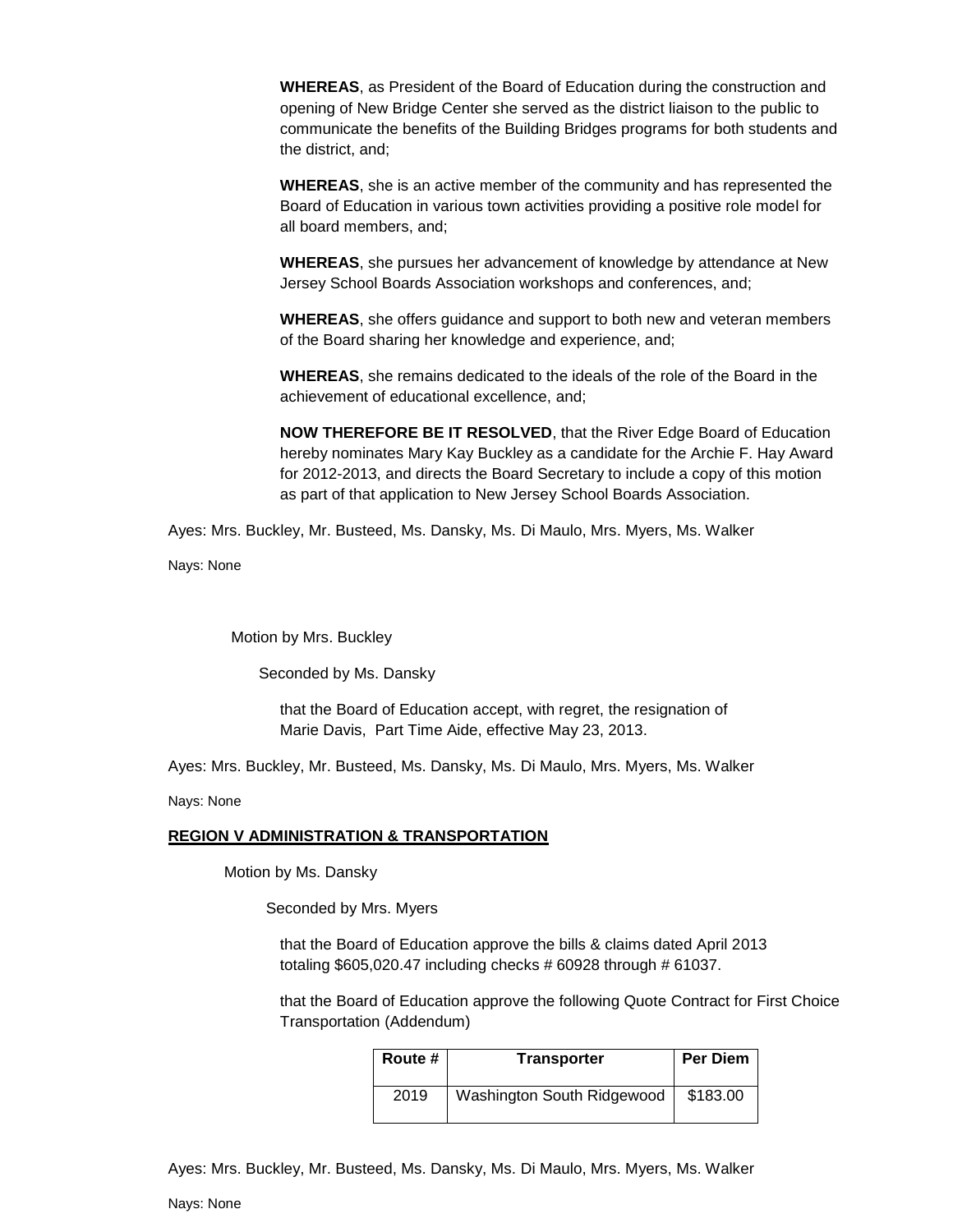**WHEREAS**, as President of the Board of Education during the construction and opening of New Bridge Center she served as the district liaison to the public to communicate the benefits of the Building Bridges programs for both students and the district, and;

**WHEREAS**, she is an active member of the community and has represented the Board of Education in various town activities providing a positive role model for all board members, and;

**WHEREAS**, she pursues her advancement of knowledge by attendance at New Jersey School Boards Association workshops and conferences, and;

**WHEREAS**, she offers guidance and support to both new and veteran members of the Board sharing her knowledge and experience, and;

**WHEREAS**, she remains dedicated to the ideals of the role of the Board in the achievement of educational excellence, and;

**NOW THEREFORE BE IT RESOLVED**, that the River Edge Board of Education hereby nominates Mary Kay Buckley as a candidate for the Archie F. Hay Award for 2012-2013, and directs the Board Secretary to include a copy of this motion as part of that application to New Jersey School Boards Association.

Ayes: Mrs. Buckley, Mr. Busteed, Ms. Dansky, Ms. Di Maulo, Mrs. Myers, Ms. Walker

Nays: None

Motion by Mrs. Buckley

Seconded by Ms. Dansky

that the Board of Education accept, with regret, the resignation of Marie Davis, Part Time Aide, effective May 23, 2013.

Ayes: Mrs. Buckley, Mr. Busteed, Ms. Dansky, Ms. Di Maulo, Mrs. Myers, Ms. Walker

Nays: None

**REGION V ADMINISTRATION & TRANSPORTATION**

Motion by Ms. Dansky

Seconded by Mrs. Myers

that the Board of Education approve the bills & claims dated April 2013 totaling $605,020.47 including checks # 60928 through # 61037.

that the Board of Education approve the following Quote Contract for First Choice Transportation (Addendum)

| Route # | Transporter | Per Diem |
|---|---|---|
| 2019 | Washington South Ridgewood | $183.00 |

Ayes: Mrs. Buckley, Mr. Busteed, Ms. Dansky, Ms. Di Maulo, Mrs. Myers, Ms. Walker

Nays: None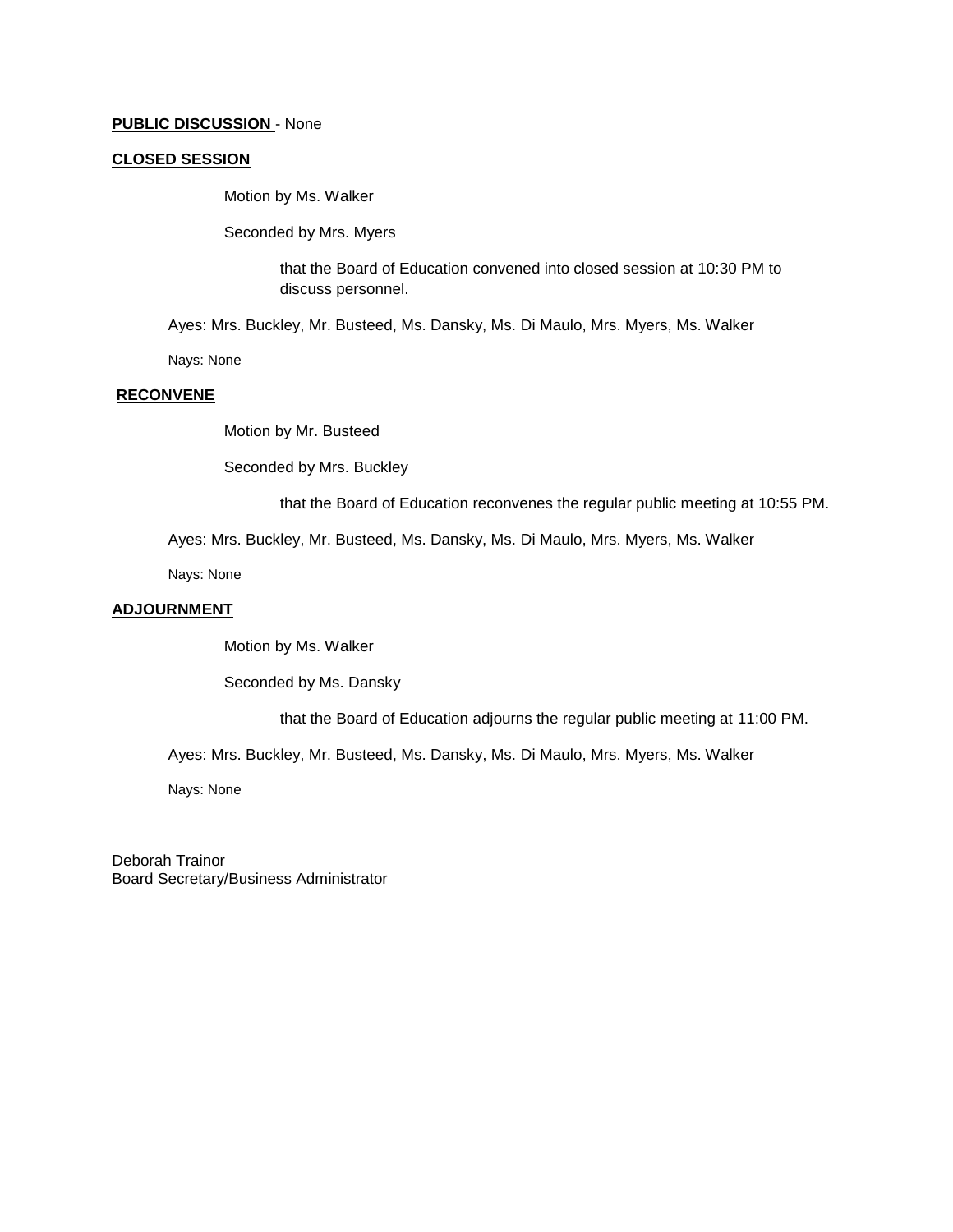**PUBLIC DISCUSSION** - None

**CLOSED SESSION**

Motion by Ms. Walker

Seconded by Mrs. Myers

that the Board of Education convened into closed session at 10:30 PM to discuss personnel.

Ayes: Mrs. Buckley, Mr. Busteed, Ms. Dansky, Ms. Di Maulo, Mrs. Myers, Ms. Walker

Nays: None

**RECONVENE**

Motion by Mr. Busteed

Seconded by Mrs. Buckley

that the Board of Education reconvenes the regular public meeting at 10:55 PM.

Ayes: Mrs. Buckley, Mr. Busteed, Ms. Dansky, Ms. Di Maulo, Mrs. Myers, Ms. Walker

Nays: None

**ADJOURNMENT**

Motion by Ms. Walker

Seconded by Ms. Dansky

that the Board of Education adjourns the regular public meeting at 11:00 PM.

Ayes: Mrs. Buckley, Mr. Busteed, Ms. Dansky, Ms. Di Maulo, Mrs. Myers, Ms. Walker

Nays: None

Deborah Trainor
Board Secretary/Business Administrator